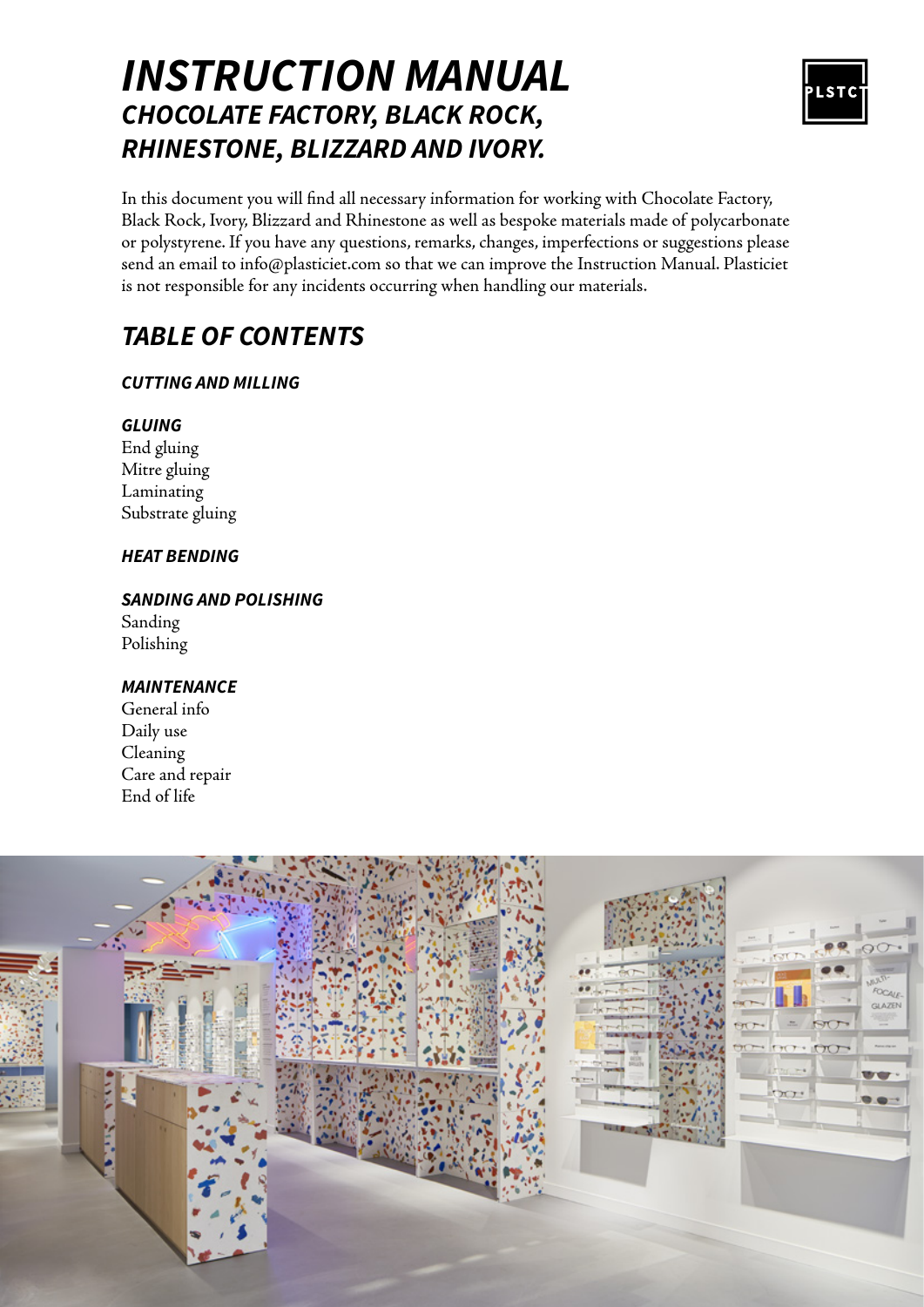# *INSTRUCTION MANUAL*
## *CHOCOLATE FACTORY, BLACK ROCK, RHINESTONE, BLIZZARD AND IVORY.*

PLSTC

In this document you will find all necessary information for working with Chocolate Factory, Black Rock, Ivory, Blizzard and Rhinestone as well as bespoke materials made of polycarbonate or polystyrene. If you have any questions, remarks, changes, imperfections or suggestions please send an email to info@plasticiet.com so that we can improve the Instruction Manual. Plasticiet is not responsible for any incidents occurring when handling our materials.

## *TABLE OF CONTENTS*

***CUTTING AND MILLING***

***GLUING***
End gluing
Mitre gluing
Laminating
Substrate gluing

***HEAT BENDING***

***SANDING AND POLISHING***
Sanding
Polishing

***MAINTENANCE***
General info
Daily use
Cleaning
Care and repair
End of life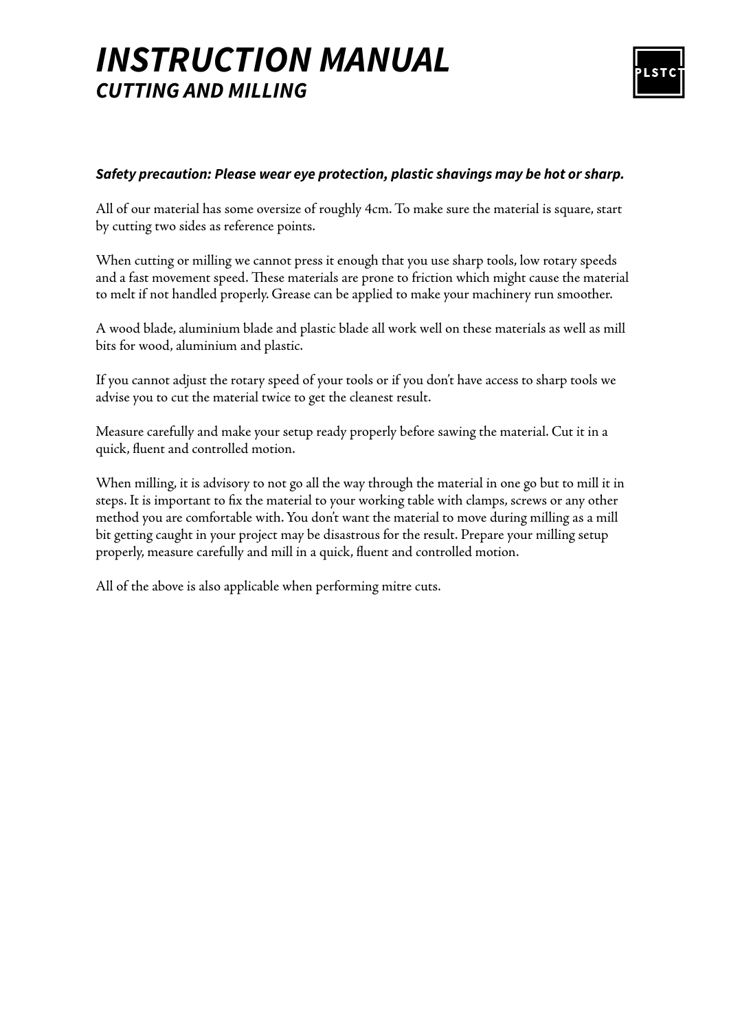# *INSTRUCTION MANUAL*
## *CUTTING AND MILLING*

***Safety precaution: Please wear eye protection, plastic shavings may be hot or sharp.***

All of our material has some oversize of roughly 4cm. To make sure the material is square, start by cutting two sides as reference points.

When cutting or milling we cannot press it enough that you use sharp tools, low rotary speeds and a fast movement speed. These materials are prone to friction which might cause the material to melt if not handled properly. Grease can be applied to make your machinery run smoother.

A wood blade, aluminium blade and plastic blade all work well on these materials as well as mill bits for wood, aluminium and plastic.

If you cannot adjust the rotary speed of your tools or if you don't have access to sharp tools we advise you to cut the material twice to get the cleanest result.

Measure carefully and make your setup ready properly before sawing the material. Cut it in a quick, fluent and controlled motion.

When milling, it is advisory to not go all the way through the material in one go but to mill it in steps. It is important to fix the material to your working table with clamps, screws or any other method you are comfortable with. You don't want the material to move during milling as a mill bit getting caught in your project may be disastrous for the result. Prepare your milling setup properly, measure carefully and mill in a quick, fluent and controlled motion.

All of the above is also applicable when performing mitre cuts.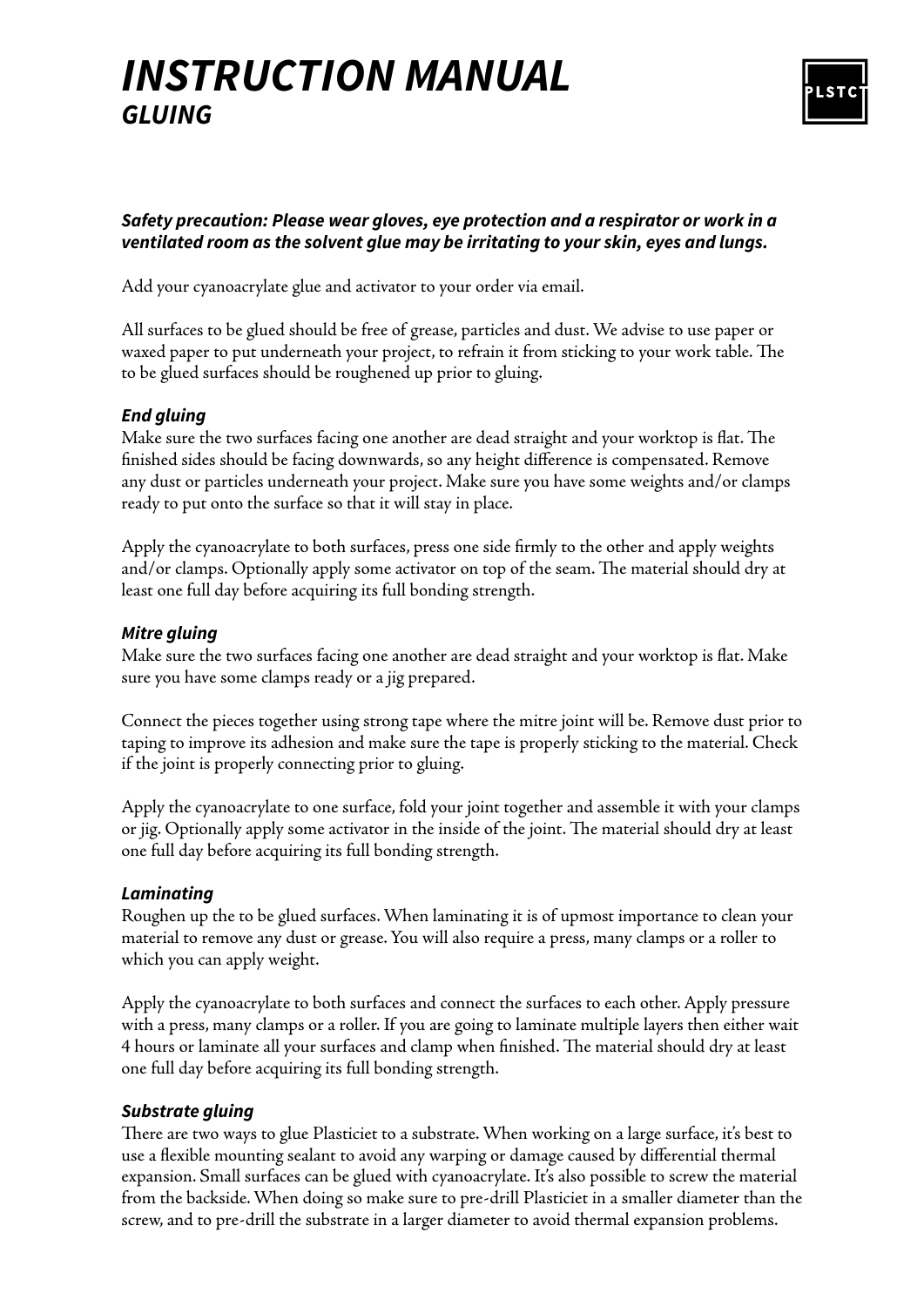# *INSTRUCTION MANUAL*

## *GLUING*

***Safety precaution: Please wear gloves, eye protection and a respirator or work in a ventilated room as the solvent glue may be irritating to your skin, eyes and lungs.***

Add your cyanoacrylate glue and activator to your order via email.

All surfaces to be glued should be free of grease, particles and dust. We advise to use paper or waxed paper to put underneath your project, to refrain it from sticking to your work table. The to be glued surfaces should be roughened up prior to gluing.

### *End gluing*

Make sure the two surfaces facing one another are dead straight and your worktop is flat. The finished sides should be facing downwards, so any height difference is compensated. Remove any dust or particles underneath your project. Make sure you have some weights and/or clamps ready to put onto the surface so that it will stay in place.

Apply the cyanoacrylate to both surfaces, press one side firmly to the other and apply weights and/or clamps. Optionally apply some activator on top of the seam. The material should dry at least one full day before acquiring its full bonding strength.

### *Mitre gluing*

Make sure the two surfaces facing one another are dead straight and your worktop is flat. Make sure you have some clamps ready or a jig prepared.

Connect the pieces together using strong tape where the mitre joint will be. Remove dust prior to taping to improve its adhesion and make sure the tape is properly sticking to the material. Check if the joint is properly connecting prior to gluing.

Apply the cyanoacrylate to one surface, fold your joint together and assemble it with your clamps or jig. Optionally apply some activator in the inside of the joint. The material should dry at least one full day before acquiring its full bonding strength.

### *Laminating*

Roughen up the to be glued surfaces. When laminating it is of upmost importance to clean your material to remove any dust or grease. You will also require a press, many clamps or a roller to which you can apply weight.

Apply the cyanoacrylate to both surfaces and connect the surfaces to each other. Apply pressure with a press, many clamps or a roller. If you are going to laminate multiple layers then either wait 4 hours or laminate all your surfaces and clamp when finished. The material should dry at least one full day before acquiring its full bonding strength.

### *Substrate gluing*

There are two ways to glue Plasticiet to a substrate. When working on a large surface, it's best to use a flexible mounting sealant to avoid any warping or damage caused by differential thermal expansion. Small surfaces can be glued with cyanoacrylate. It's also possible to screw the material from the backside. When doing so make sure to pre-drill Plasticiet in a smaller diameter than the screw, and to pre-drill the substrate in a larger diameter to avoid thermal expansion problems.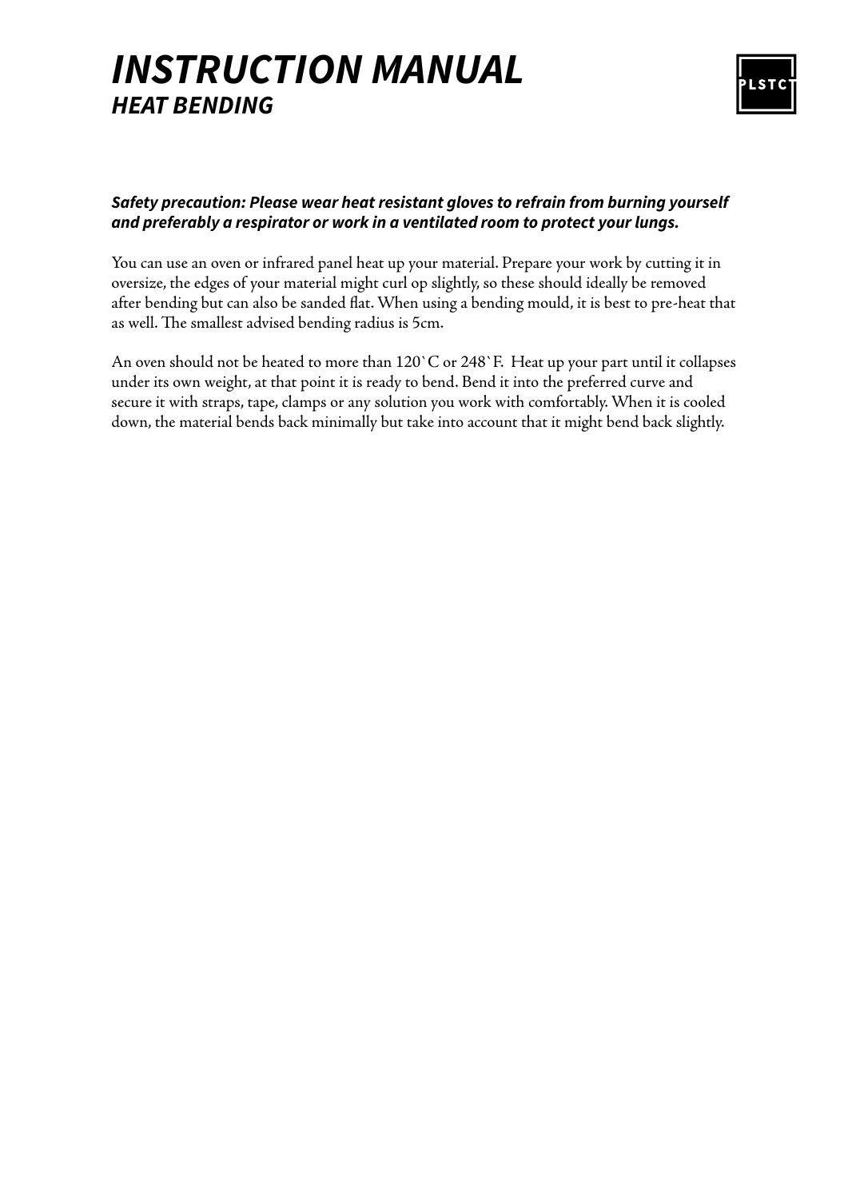# *INSTRUCTION MANUAL*
## *HEAT BENDING*

PLSTCT

***Safety precaution: Please wear heat resistant gloves to refrain from burning yourself and preferably a respirator or work in a ventilated room to protect your lungs.***

You can use an oven or infrared panel heat up your material. Prepare your work by cutting it in oversize, the edges of your material might curl op slightly, so these should ideally be removed after bending but can also be sanded flat. When using a bending mould, it is best to pre-heat that as well. The smallest advised bending radius is 5cm.

An oven should not be heated to more than 120`C or 248`F. Heat up your part until it collapses under its own weight, at that point it is ready to bend. Bend it into the preferred curve and secure it with straps, tape, clamps or any solution you work with comfortably. When it is cooled down, the material bends back minimally but take into account that it might bend back slightly.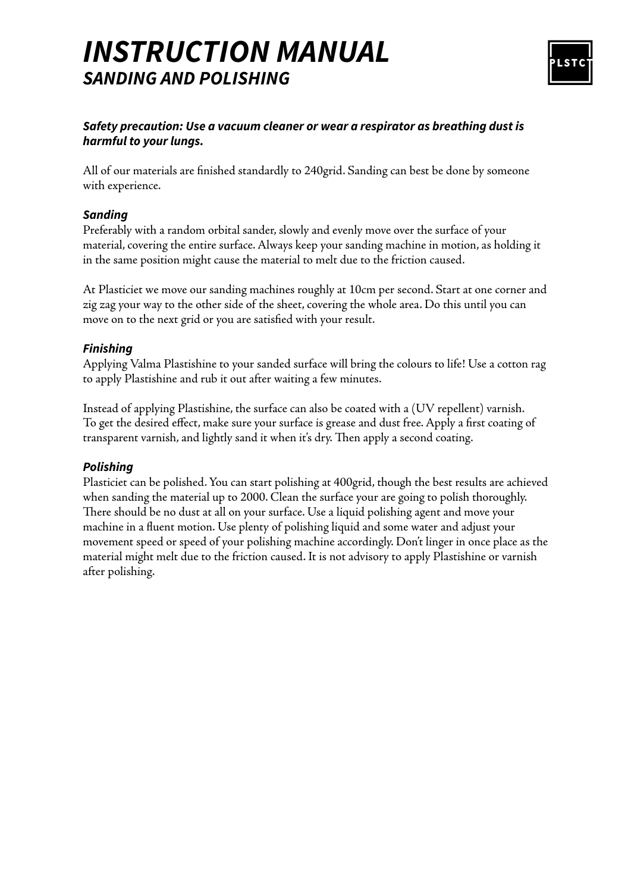# INSTRUCTION MANUAL
## SANDING AND POLISHING

PLSTC

***Safety precaution: Use a vacuum cleaner or wear a respirator as breathing dust is harmful to your lungs.***

All of our materials are finished standardly to 240grid. Sanding can best be done by someone with experience.

### *Sanding*

Preferably with a random orbital sander, slowly and evenly move over the surface of your material, covering the entire surface. Always keep your sanding machine in motion, as holding it in the same position might cause the material to melt due to the friction caused.

At Plasticiet we move our sanding machines roughly at 10cm per second. Start at one corner and zig zag your way to the other side of the sheet, covering the whole area. Do this until you can move on to the next grid or you are satisfied with your result.

### *Finishing*

Applying Valma Plastishine to your sanded surface will bring the colours to life! Use a cotton rag to apply Plastishine and rub it out after waiting a few minutes.

Instead of applying Plastishine, the surface can also be coated with a (UV repellent) varnish. To get the desired effect, make sure your surface is grease and dust free. Apply a first coating of transparent varnish, and lightly sand it when it's dry. Then apply a second coating.

### *Polishing*

Plasticiet can be polished. You can start polishing at 400grid, though the best results are achieved when sanding the material up to 2000. Clean the surface your are going to polish thoroughly. There should be no dust at all on your surface. Use a liquid polishing agent and move your machine in a fluent motion. Use plenty of polishing liquid and some water and adjust your movement speed or speed of your polishing machine accordingly. Don't linger in once place as the material might melt due to the friction caused. It is not advisory to apply Plastishine or varnish after polishing.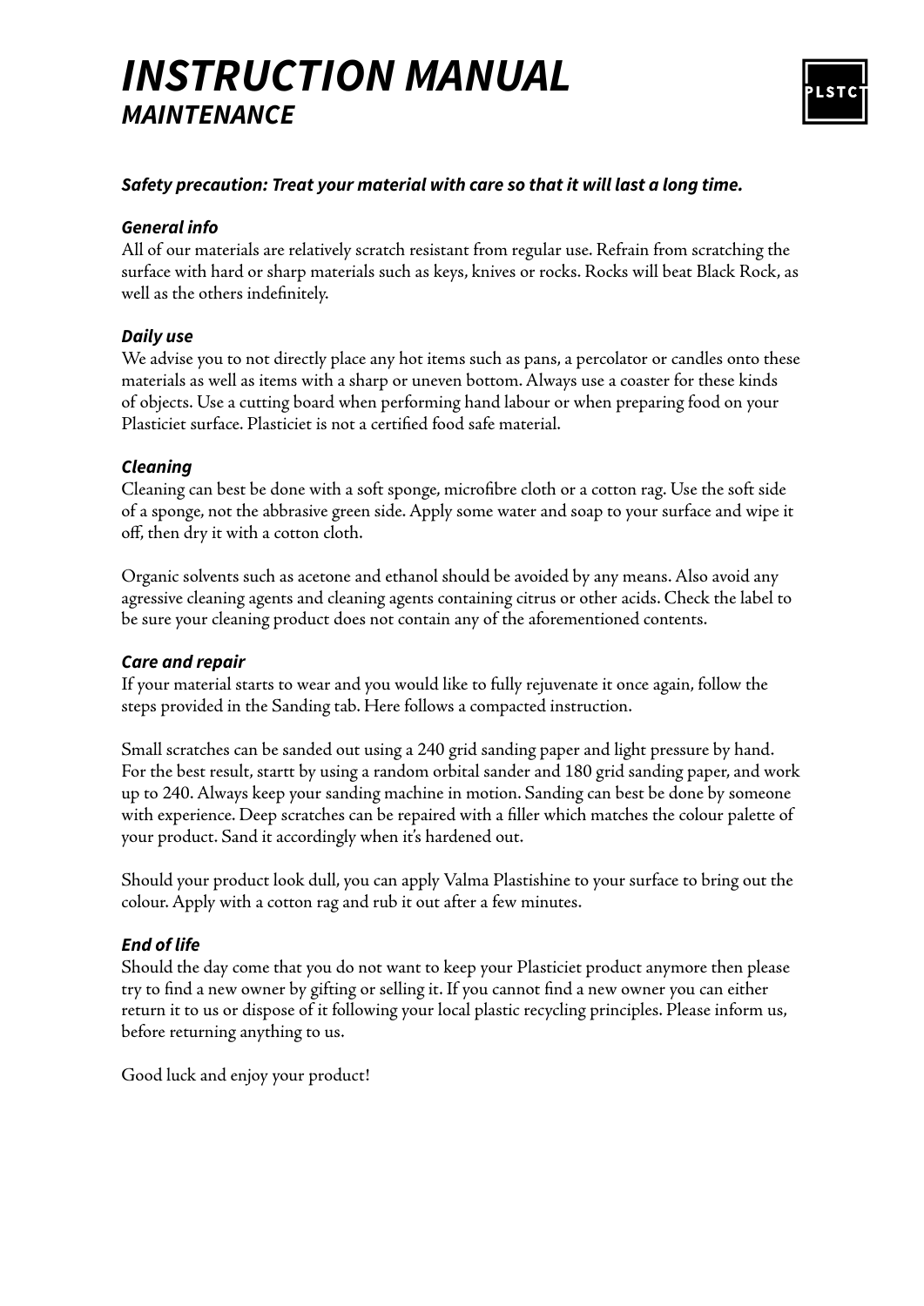# *INSTRUCTION MANUAL*
## *MAINTENANCE*

PLSTCT

***Safety precaution: Treat your material with care so that it will last a long time.***

### *General info*

All of our materials are relatively scratch resistant from regular use. Refrain from scratching the surface with hard or sharp materials such as keys, knives or rocks. Rocks will beat Black Rock, as well as the others indefinitely.

### *Daily use*

We advise you to not directly place any hot items such as pans, a percolator or candles onto these materials as well as items with a sharp or uneven bottom. Always use a coaster for these kinds of objects. Use a cutting board when performing hand labour or when preparing food on your Plasticiet surface. Plasticiet is not a certified food safe material.

### *Cleaning*

Cleaning can best be done with a soft sponge, microfibre cloth or a cotton rag. Use the soft side of a sponge, not the abrasive green side. Apply some water and soap to your surface and wipe it off, then dry it with a cotton cloth.

Organic solvents such as acetone and ethanol should be avoided by any means. Also avoid any agressive cleaning agents and cleaning agents containing citrus or other acids. Check the label to be sure your cleaning product does not contain any of the aforementioned contents.

### *Care and repair*

If your material starts to wear and you would like to fully rejuvenate it once again, follow the steps provided in the Sanding tab. Here follows a compacted instruction.

Small scratches can be sanded out using a 240 grid sanding paper and light pressure by hand. For the best result, startt by using a random orbital sander and 180 grid sanding paper, and work up to 240. Always keep your sanding machine in motion. Sanding can best be done by someone with experience. Deep scratches can be repaired with a filler which matches the colour palette of your product. Sand it accordingly when it's hardened out.

Should your product look dull, you can apply Valma Plastishine to your surface to bring out the colour. Apply with a cotton rag and rub it out after a few minutes.

### *End of life*

Should the day come that you do not want to keep your Plasticiet product anymore then please try to find a new owner by gifting or selling it. If you cannot find a new owner you can either return it to us or dispose of it following your local plastic recycling principles. Please inform us, before returning anything to us.

Good luck and enjoy your product!